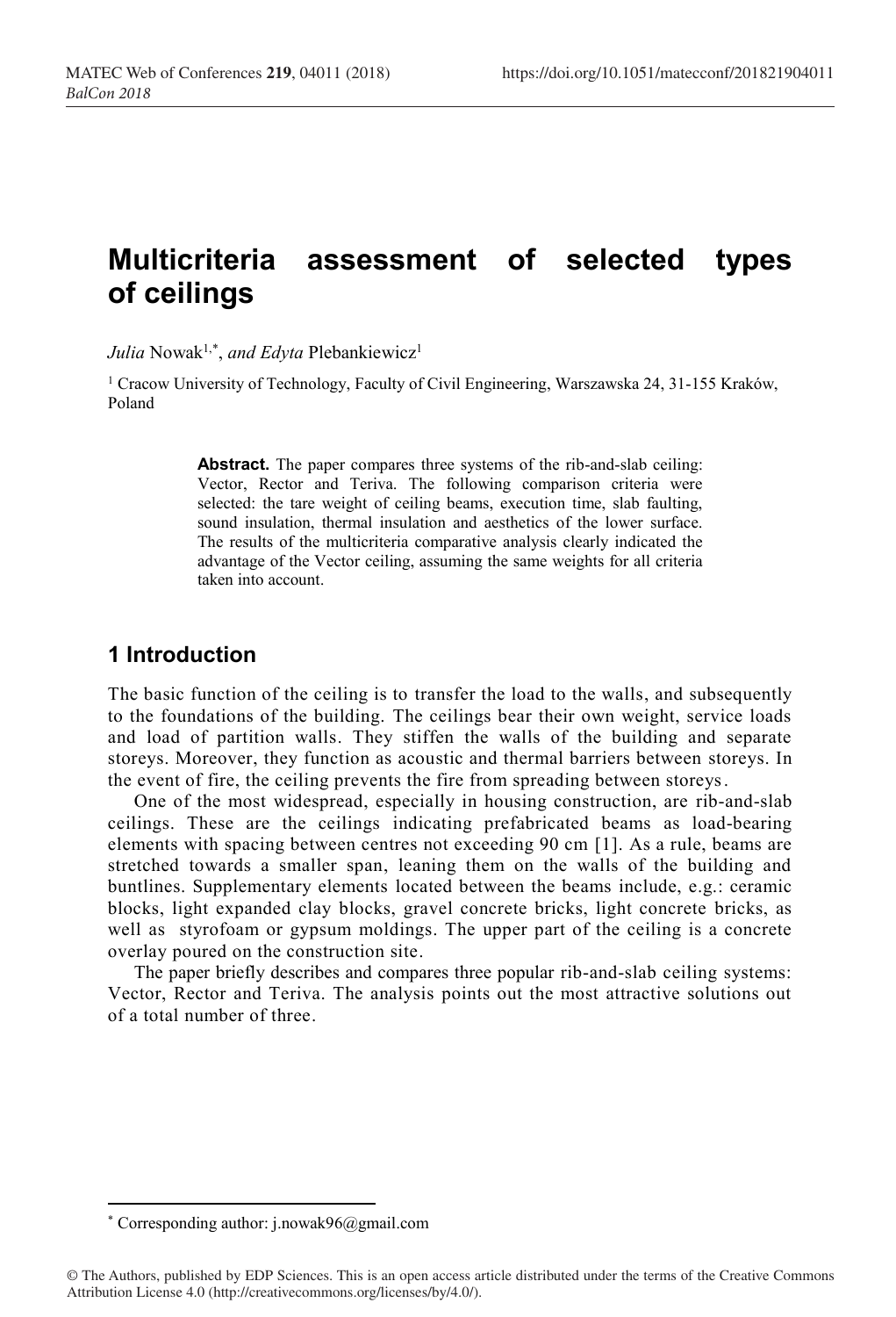# Multicriteria assessment of selected types of ceilings

*Julia* Nowak[1,*], *and Edyta* Plebankiewicz[1]

[1] Cracow University of Technology, Faculty of Civil Engineering, Warszawska 24, 31-155 Kraków, Poland

**Abstract.** The paper compares three systems of the rib-and-slab ceiling: Vector, Rector and Teriva. The following comparison criteria were selected: the tare weight of ceiling beams, execution time, slab faulting, sound insulation, thermal insulation and aesthetics of the lower surface. The results of the multicriteria comparative analysis clearly indicated the advantage of the Vector ceiling, assuming the same weights for all criteria taken into account.

## 1 Introduction

The basic function of the ceiling is to transfer the load to the walls, and subsequently to the foundations of the building. The ceilings bear their own weight, service loads and load of partition walls. They stiffen the walls of the building and separate storeys. Moreover, they function as acoustic and thermal barriers between storeys. In the event of fire, the ceiling prevents the fire from spreading between storeys.

One of the most widespread, especially in housing construction, are rib-and-slab ceilings. These are the ceilings indicating prefabricated beams as load-bearing elements with spacing between centres not exceeding 90 cm [1]. As a rule, beams are stretched towards a smaller span, leaning them on the walls of the building and buntlines. Supplementary elements located between the beams include, e.g.: ceramic blocks, light expanded clay blocks, gravel concrete bricks, light concrete bricks, as well as styrofoam or gypsum moldings. The upper part of the ceiling is a concrete overlay poured on the construction site.

The paper briefly describes and compares three popular rib-and-slab ceiling systems: Vector, Rector and Teriva. The analysis points out the most attractive solutions out of a total number of three.

* Corresponding author: j.nowak96@gmail.com

© The Authors, published by EDP Sciences. This is an open access article distributed under the terms of the Creative Commons Attribution License 4.0 (http://creativecommons.org/licenses/by/4.0/).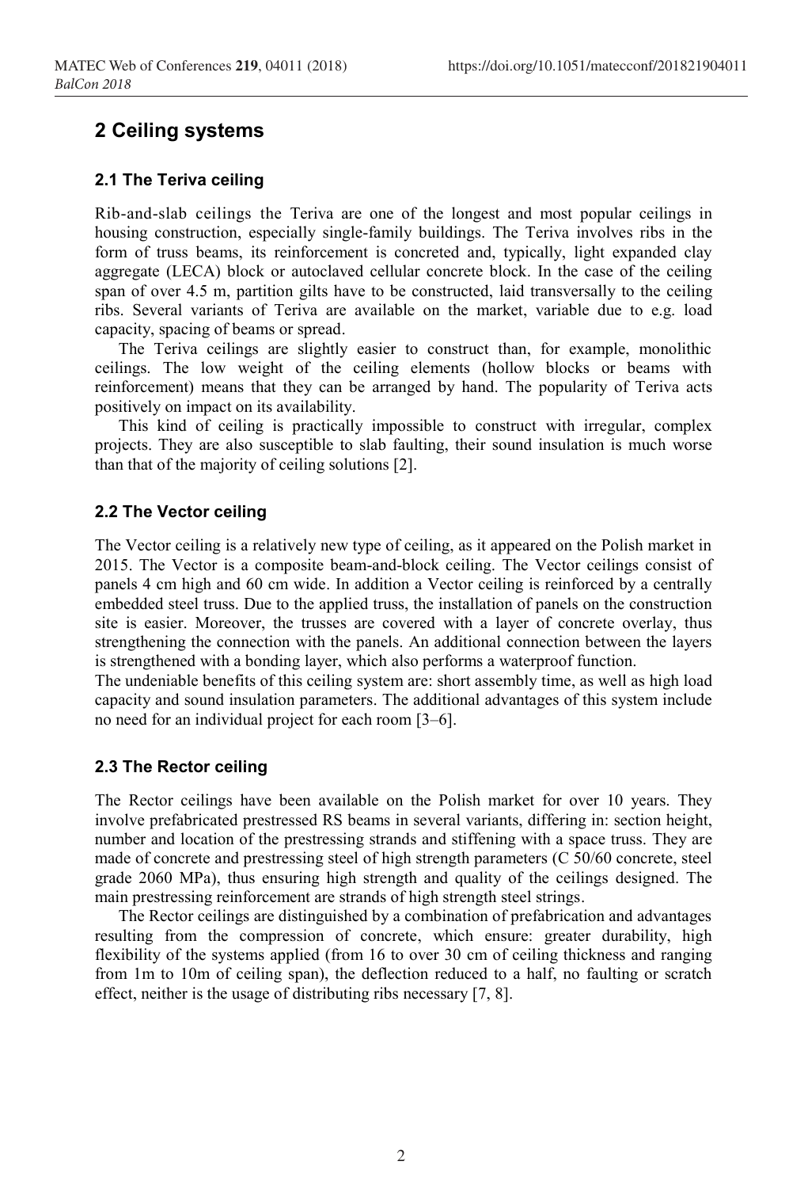## 2 Ceiling systems

### 2.1 The Teriva ceiling

Rib-and-slab ceilings the Teriva are one of the longest and most popular ceilings in housing construction, especially single-family buildings. The Teriva involves ribs in the form of truss beams, its reinforcement is concreted and, typically, light expanded clay aggregate (LECA) block or autoclaved cellular concrete block. In the case of the ceiling span of over 4.5 m, partition gilts have to be constructed, laid transversally to the ceiling ribs. Several variants of Teriva are available on the market, variable due to e.g. load capacity, spacing of beams or spread.

The Teriva ceilings are slightly easier to construct than, for example, monolithic ceilings. The low weight of the ceiling elements (hollow blocks or beams with reinforcement) means that they can be arranged by hand. The popularity of Teriva acts positively on impact on its availability.

This kind of ceiling is practically impossible to construct with irregular, complex projects. They are also susceptible to slab faulting, their sound insulation is much worse than that of the majority of ceiling solutions [2].

### 2.2 The Vector ceiling

The Vector ceiling is a relatively new type of ceiling, as it appeared on the Polish market in 2015. The Vector is a composite beam-and-block ceiling. The Vector ceilings consist of panels 4 cm high and 60 cm wide. In addition a Vector ceiling is reinforced by a centrally embedded steel truss. Due to the applied truss, the installation of panels on the construction site is easier. Moreover, the trusses are covered with a layer of concrete overlay, thus strengthening the connection with the panels. An additional connection between the layers is strengthened with a bonding layer, which also performs a waterproof function.

The undeniable benefits of this ceiling system are: short assembly time, as well as high load capacity and sound insulation parameters. The additional advantages of this system include no need for an individual project for each room [3–6].

### 2.3 The Rector ceiling

The Rector ceilings have been available on the Polish market for over 10 years. They involve prefabricated prestressed RS beams in several variants, differing in: section height, number and location of the prestressing strands and stiffening with a space truss. They are made of concrete and prestressing steel of high strength parameters (C 50/60 concrete, steel grade 2060 MPa), thus ensuring high strength and quality of the ceilings designed. The main prestressing reinforcement are strands of high strength steel strings.

The Rector ceilings are distinguished by a combination of prefabrication and advantages resulting from the compression of concrete, which ensure: greater durability, high flexibility of the systems applied (from 16 to over 30 cm of ceiling thickness and ranging from 1m to 10m of ceiling span), the deflection reduced to a half, no faulting or scratch effect, neither is the usage of distributing ribs necessary [7, 8].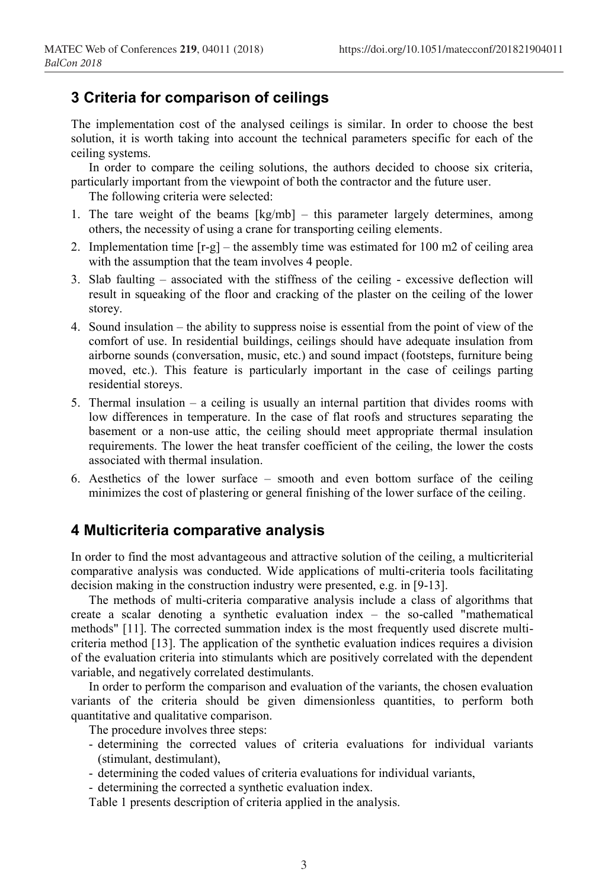## 3 Criteria for comparison of ceilings

The implementation cost of the analysed ceilings is similar. In order to choose the best solution, it is worth taking into account the technical parameters specific for each of the ceiling systems.

In order to compare the ceiling solutions, the authors decided to choose six criteria, particularly important from the viewpoint of both the contractor and the future user.

The following criteria were selected:

1. The tare weight of the beams [kg/mb] – this parameter largely determines, among others, the necessity of using a crane for transporting ceiling elements.
2. Implementation time [r-g] – the assembly time was estimated for 100 m2 of ceiling area with the assumption that the team involves 4 people.
3. Slab faulting – associated with the stiffness of the ceiling - excessive deflection will result in squeaking of the floor and cracking of the plaster on the ceiling of the lower storey.
4. Sound insulation – the ability to suppress noise is essential from the point of view of the comfort of use. In residential buildings, ceilings should have adequate insulation from airborne sounds (conversation, music, etc.) and sound impact (footsteps, furniture being moved, etc.). This feature is particularly important in the case of ceilings parting residential storeys.
5. Thermal insulation – a ceiling is usually an internal partition that divides rooms with low differences in temperature. In the case of flat roofs and structures separating the basement or a non-use attic, the ceiling should meet appropriate thermal insulation requirements. The lower the heat transfer coefficient of the ceiling, the lower the costs associated with thermal insulation.
6. Aesthetics of the lower surface – smooth and even bottom surface of the ceiling minimizes the cost of plastering or general finishing of the lower surface of the ceiling.

## 4 Multicriteria comparative analysis

In order to find the most advantageous and attractive solution of the ceiling, a multicriterial comparative analysis was conducted. Wide applications of multi-criteria tools facilitating decision making in the construction industry were presented, e.g. in [9-13].

The methods of multi-criteria comparative analysis include a class of algorithms that create a scalar denoting a synthetic evaluation index – the so-called "mathematical methods" [11]. The corrected summation index is the most frequently used discrete multi-criteria method [13]. The application of the synthetic evaluation indices requires a division of the evaluation criteria into stimulants which are positively correlated with the dependent variable, and negatively correlated destimulants.

In order to perform the comparison and evaluation of the variants, the chosen evaluation variants of the criteria should be given dimensionless quantities, to perform both quantitative and qualitative comparison.

The procedure involves three steps:

- determining the corrected values of criteria evaluations for individual variants (stimulant, destimulant),
- determining the coded values of criteria evaluations for individual variants,
- determining the corrected a synthetic evaluation index.

Table 1 presents description of criteria applied in the analysis.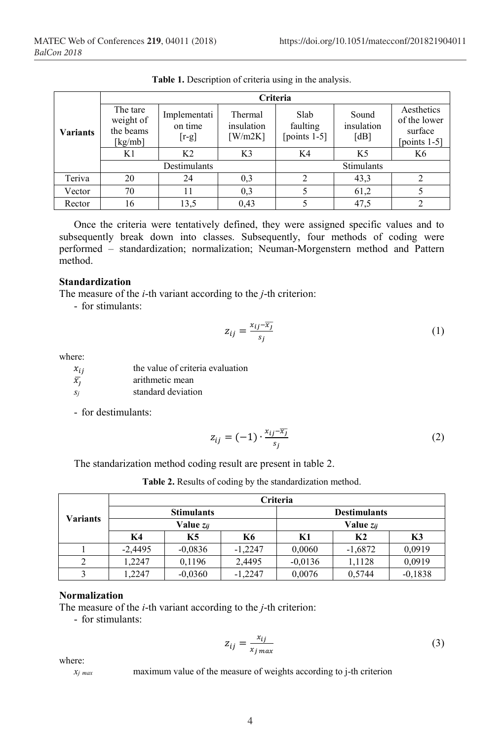**Table 1.** Description of criteria using in the analysis.

| Variants | Criteria | | | | | |
|---|---|---|---|---|---|---|
| | The tare weight of the beams [kg/mb] | Implementation time [r-g] | Thermal insulation [W/m2K] | Slab faulting [points 1-5] | Sound insulation [dB] | Aesthetics of the lower surface [points 1-5] |
| | K1 | K2 | K3 | K4 | K5 | K6 |
| | Destimulants | | | Stimulants | | |
| Teriva | 20 | 24 | 0,3 | 2 | 43,3 | 2 |
| Vector | 70 | 11 | 0,3 | 5 | 61,2 | 5 |
| Rector | 16 | 13,5 | 0,43 | 5 | 47,5 | 2 |

Once the criteria were tentatively defined, they were assigned specific values and to subsequently break down into classes. Subsequently, four methods of coding were performed – standardization; normalization; Neuman-Morgenstern method and Pattern method.

**Standardization**

The measure of the *i*-th variant according to the *j*-th criterion:

- for stimulants:

$$z_{ij} = \frac{x_{ij} - \overline{x_j}}{s_j} \tag{1}$$

where:

$x_{ij}$ the value of criteria evaluation

$\overline{x_j}$ arithmetic mean

$s_j$ standard deviation

- for destimulants:

$$z_{ij} = (-1) \cdot \frac{x_{ij} - \overline{x_j}}{s_j} \tag{2}$$

The standarization method coding result are present in table 2.

**Table 2.** Results of coding by the standardization method.

| Variants | Criteria | | | | | |
|---|---|---|---|---|---|---|
| | Stimulants | | | Destimulants | | |
| | Value $z_{ij}$ | | | Value $z_{ij}$ | | |
| | K4 | K5 | K6 | K1 | K2 | K3 |
| 1 | -2,4495 | -0,0836 | -1,2247 | 0,0060 | -1,6872 | 0,0919 |
| 2 | 1,2247 | 0,1196 | 2,4495 | -0,0136 | 1,1128 | 0,0919 |
| 3 | 1,2247 | -0,0360 | -1,2247 | 0,0076 | 0,5744 | -0,1838 |

**Normalization**

The measure of the *i*-th variant according to the *j*-th criterion:

- for stimulants:

$$z_{ij} = \frac{x_{ij}}{x_{j\,max}} \tag{3}$$

where:

$x_{j\,max}$ maximum value of the measure of weights according to j-th criterion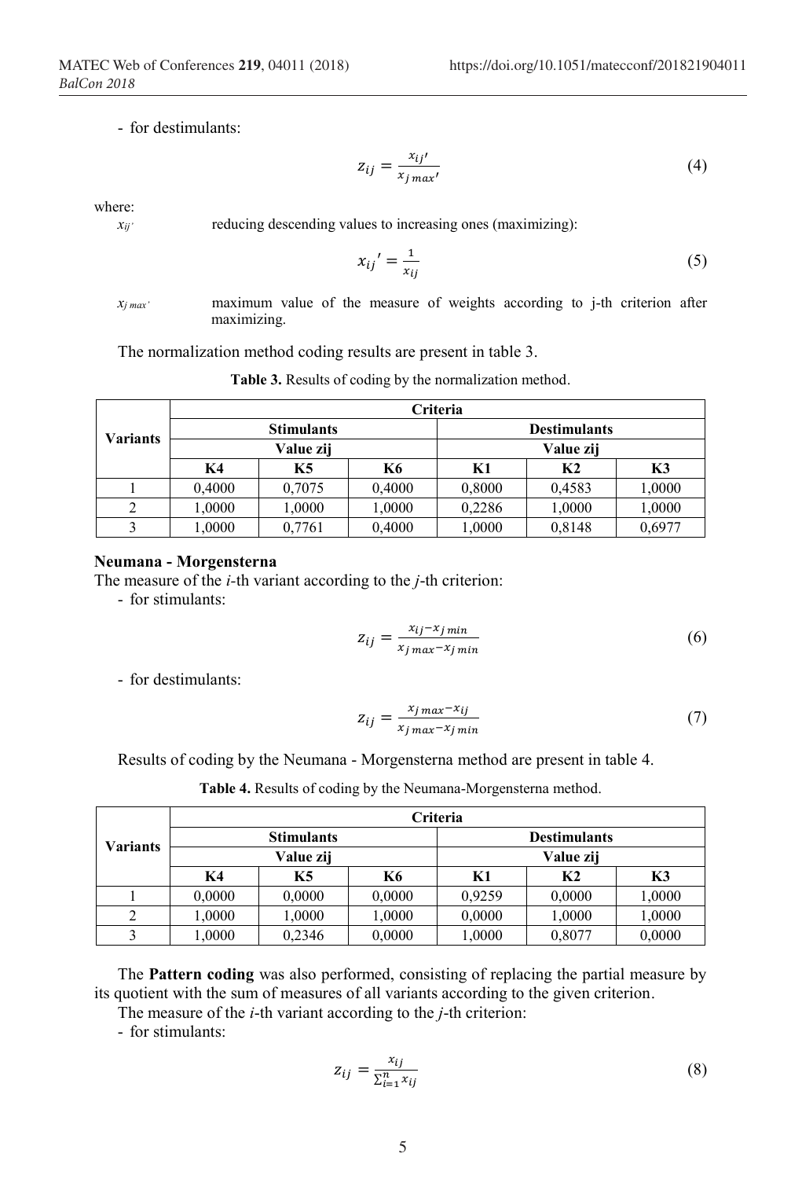- for destimulants:

$$z_{ij} = \frac{x_{ij}'}{x_{j\,max}'} \tag{4}$$

where:

$x_{ij'}$ reducing descending values to increasing ones (maximizing):

$$x_{ij}' = \frac{1}{x_{ij}} \tag{5}$$

$x_{j\,max'}$ maximum value of the measure of weights according to j-th criterion after maximizing.

The normalization method coding results are present in table 3.

**Table 3.** Results of coding by the normalization method.

| Variants | Criteria | | | | | |
|---|---|---|---|---|---|---|
| | Stimulants | | | Destimulants | | |
| | Value zij | | | Value zij | | |
| | K4 | K5 | K6 | K1 | K2 | K3 |
| 1 | 0,4000 | 0,7075 | 0,4000 | 0,8000 | 0,4583 | 1,0000 |
| 2 | 1,0000 | 1,0000 | 1,0000 | 0,2286 | 1,0000 | 1,0000 |
| 3 | 1,0000 | 0,7761 | 0,4000 | 1,0000 | 0,8148 | 0,6977 |

**Neumana - Morgensterna**

The measure of the *i*-th variant according to the *j*-th criterion:

- for stimulants:

$$z_{ij} = \frac{x_{ij} - x_{j\,min}}{x_{j\,max} - x_{j\,min}} \tag{6}$$

- for destimulants:

$$z_{ij} = \frac{x_{j\,max} - x_{ij}}{x_{j\,max} - x_{j\,min}} \tag{7}$$

Results of coding by the Neumana - Morgensterna method are present in table 4.

**Table 4.** Results of coding by the Neumana-Morgensterna method.

| Variants | Criteria | | | | | |
|---|---|---|---|---|---|---|
| | Stimulants | | | Destimulants | | |
| | Value zij | | | Value zij | | |
| | K4 | K5 | K6 | K1 | K2 | K3 |
| 1 | 0,0000 | 0,0000 | 0,0000 | 0,9259 | 0,0000 | 1,0000 |
| 2 | 1,0000 | 1,0000 | 1,0000 | 0,0000 | 1,0000 | 1,0000 |
| 3 | 1,0000 | 0,2346 | 0,0000 | 1,0000 | 0,8077 | 0,0000 |

The **Pattern coding** was also performed, consisting of replacing the partial measure by its quotient with the sum of measures of all variants according to the given criterion.

The measure of the *i*-th variant according to the *j*-th criterion:

- for stimulants:

$$z_{ij} = \frac{x_{ij}}{\sum_{i=1}^{n} x_{ij}} \tag{8}$$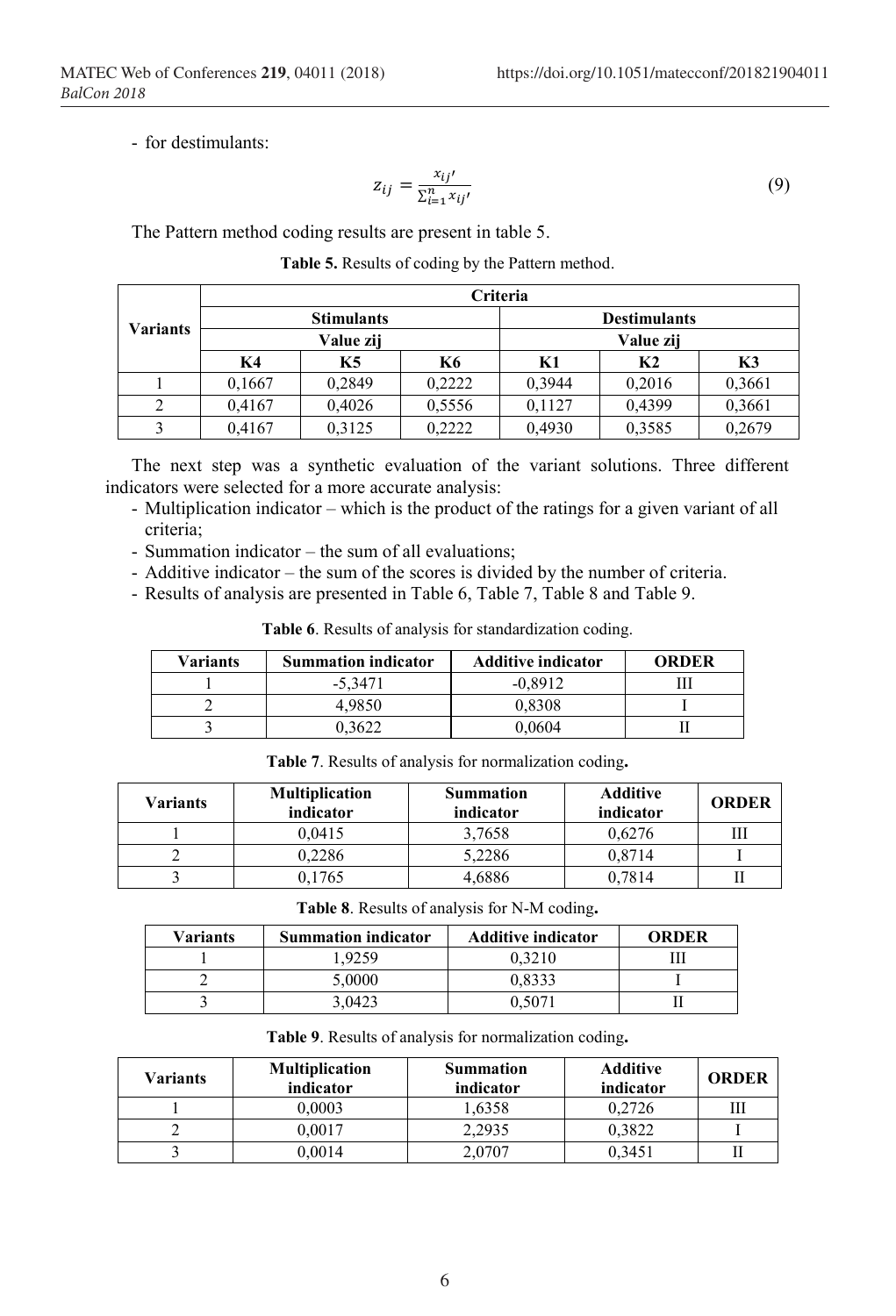- for destimulants:

$$z_{ij} = \frac{x_{ij'}}{\sum_{i=1}^{n} x_{ij'}} \tag{9}$$

The Pattern method coding results are present in table 5.

**Table 5.** Results of coding by the Pattern method.

| Variants | Criteria | | | | | |
|---|---|---|---|---|---|---|
| | Stimulants | | | Destimulants | | |
| | Value zij | | | Value zij | | |
| | K4 | K5 | K6 | K1 | K2 | K3 |
| 1 | 0,1667 | 0,2849 | 0,2222 | 0,3944 | 0,2016 | 0,3661 |
| 2 | 0,4167 | 0,4026 | 0,5556 | 0,1127 | 0,4399 | 0,3661 |
| 3 | 0,4167 | 0,3125 | 0,2222 | 0,4930 | 0,3585 | 0,2679 |

The next step was a synthetic evaluation of the variant solutions. Three different indicators were selected for a more accurate analysis:

- Multiplication indicator – which is the product of the ratings for a given variant of all criteria;
- Summation indicator – the sum of all evaluations;
- Additive indicator – the sum of the scores is divided by the number of criteria.
- Results of analysis are presented in Table 6, Table 7, Table 8 and Table 9.

**Table 6**. Results of analysis for standardization coding.

| Variants | Summation indicator | Additive indicator | ORDER |
|---|---|---|---|
| 1 | -5,3471 | -0,8912 | III |
| 2 | 4,9850 | 0,8308 | I |
| 3 | 0,3622 | 0,0604 | II |

**Table 7**. Results of analysis for normalization coding**.**

| Variants | Multiplication indicator | Summation indicator | Additive indicator | ORDER |
|---|---|---|---|---|
| 1 | 0,0415 | 3,7658 | 0,6276 | III |
| 2 | 0,2286 | 5,2286 | 0,8714 | I |
| 3 | 0,1765 | 4,6886 | 0,7814 | II |

**Table 8**. Results of analysis for N-M coding**.**

| Variants | Summation indicator | Additive indicator | ORDER |
|---|---|---|---|
| 1 | 1,9259 | 0,3210 | III |
| 2 | 5,0000 | 0,8333 | I |
| 3 | 3,0423 | 0,5071 | II |

**Table 9**. Results of analysis for normalization coding**.**

| Variants | Multiplication indicator | Summation indicator | Additive indicator | ORDER |
|---|---|---|---|---|
| 1 | 0,0003 | 1,6358 | 0,2726 | III |
| 2 | 0,0017 | 2,2935 | 0,3822 | I |
| 3 | 0,0014 | 2,0707 | 0,3451 | II |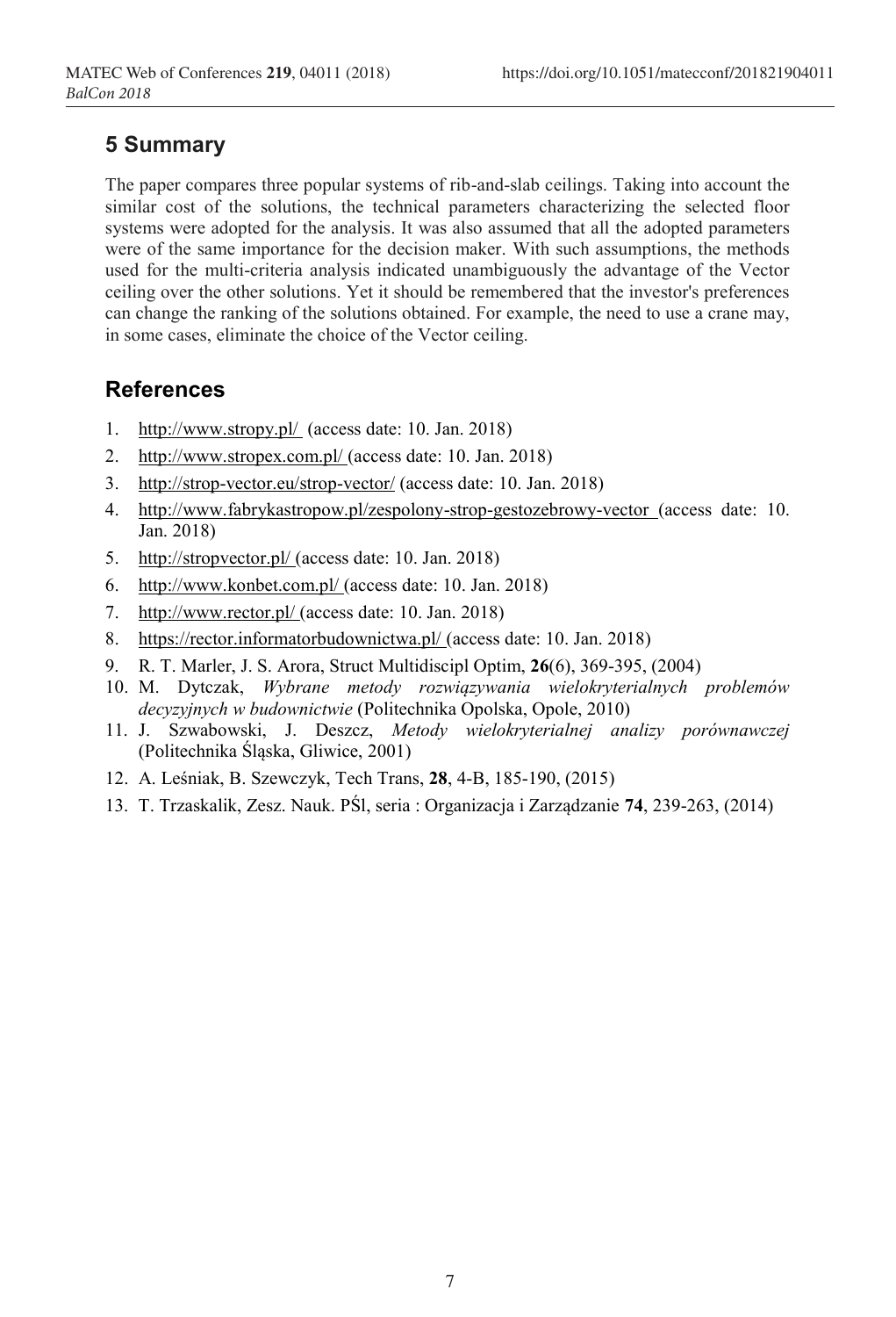## 5 Summary

The paper compares three popular systems of rib-and-slab ceilings. Taking into account the similar cost of the solutions, the technical parameters characterizing the selected floor systems were adopted for the analysis. It was also assumed that all the adopted parameters were of the same importance for the decision maker. With such assumptions, the methods used for the multi-criteria analysis indicated unambiguously the advantage of the Vector ceiling over the other solutions. Yet it should be remembered that the investor's preferences can change the ranking of the solutions obtained. For example, the need to use a crane may, in some cases, eliminate the choice of the Vector ceiling.

## References

1. http://www.stropy.pl/ (access date: 10. Jan. 2018)
2. http://www.stropex.com.pl/ (access date: 10. Jan. 2018)
3. http://strop-vector.eu/strop-vector/ (access date: 10. Jan. 2018)
4. http://www.fabrykastropow.pl/zespolony-strop-gestozebrowy-vector (access date: 10. Jan. 2018)
5. http://stropvector.pl/ (access date: 10. Jan. 2018)
6. http://www.konbet.com.pl/ (access date: 10. Jan. 2018)
7. http://www.rector.pl/ (access date: 10. Jan. 2018)
8. https://rector.informatorbudownictwa.pl/ (access date: 10. Jan. 2018)
9. R. T. Marler, J. S. Arora, Struct Multidiscipl Optim, **26**(6), 369-395, (2004)
10. M. Dytczak, *Wybrane metody rozwiązywania wielokryterialnych problemów decyzyjnych w budownictwie* (Politechnika Opolska, Opole, 2010)
11. J. Szwabowski, J. Deszcz, *Metody wielokryterialnej analizy porównawczej* (Politechnika Śląska, Gliwice, 2001)
12. A. Leśniak, B. Szewczyk, Tech Trans, **28**, 4-B, 185-190, (2015)
13. T. Trzaskalik, Zesz. Nauk. PŚl, seria : Organizacja i Zarządzanie **74**, 239-263, (2014)